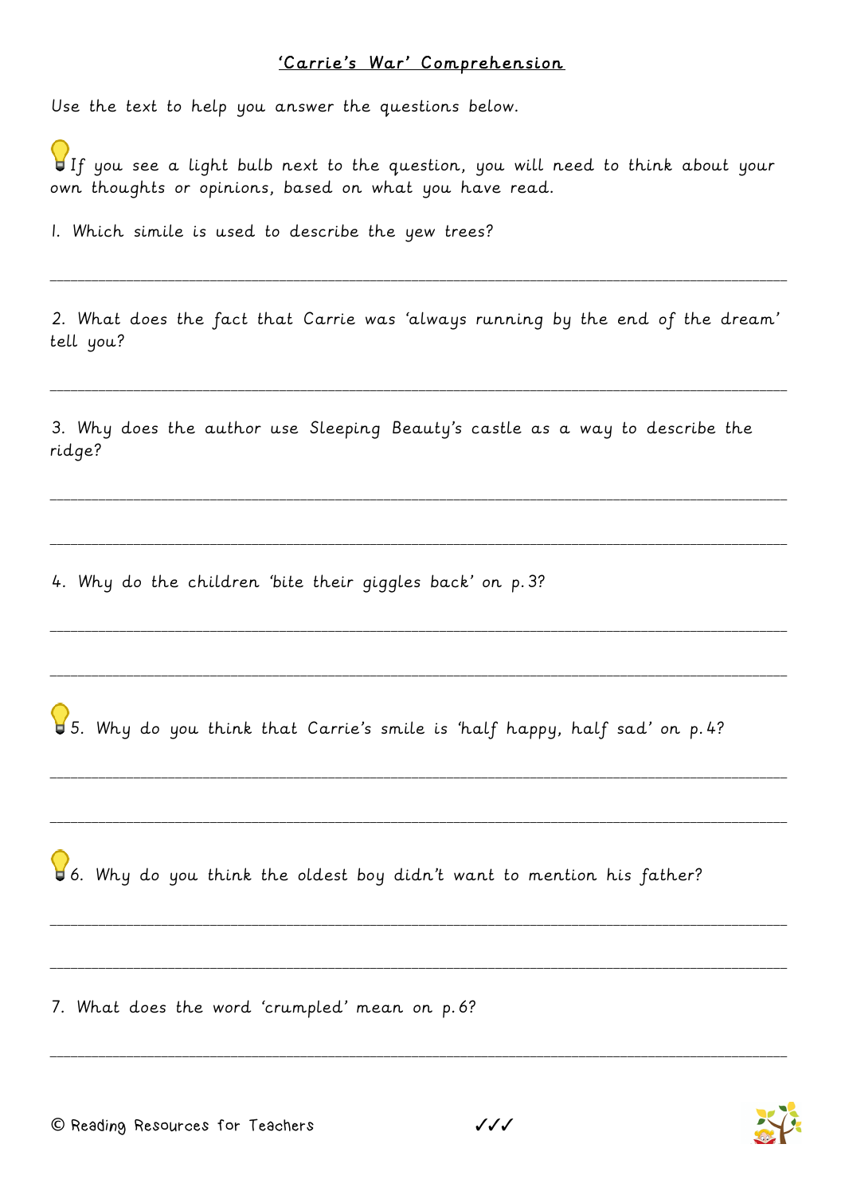# 'Carrie's War' Comprehension

Use the text to help you answer the questions below.

💡 If you see a light bulb next to the question, you will need to think about your own thoughts or opinions, based on what you have read.

1. Which simile is used to describe the yew trees?

_______________________________________________

2. What does the fact that Carrie was 'always running by the end of the dream' tell you?

_______________________________________________

3. Why does the author use Sleeping Beauty's castle as a way to describe the ridge?

_______________________________________________

_______________________________________________

4. Why do the children 'bite their giggles back' on p.3?

_______________________________________________

_______________________________________________

💡 5. Why do you think that Carrie's smile is 'half happy, half sad' on p.4?

_______________________________________________

_______________________________________________

💡 6. Why do you think the oldest boy didn't want to mention his father?

_______________________________________________

_______________________________________________

7. What does the word 'crumpled' mean on p.6?

_______________________________________________

© Reading Resources for Teachers ✓✓✓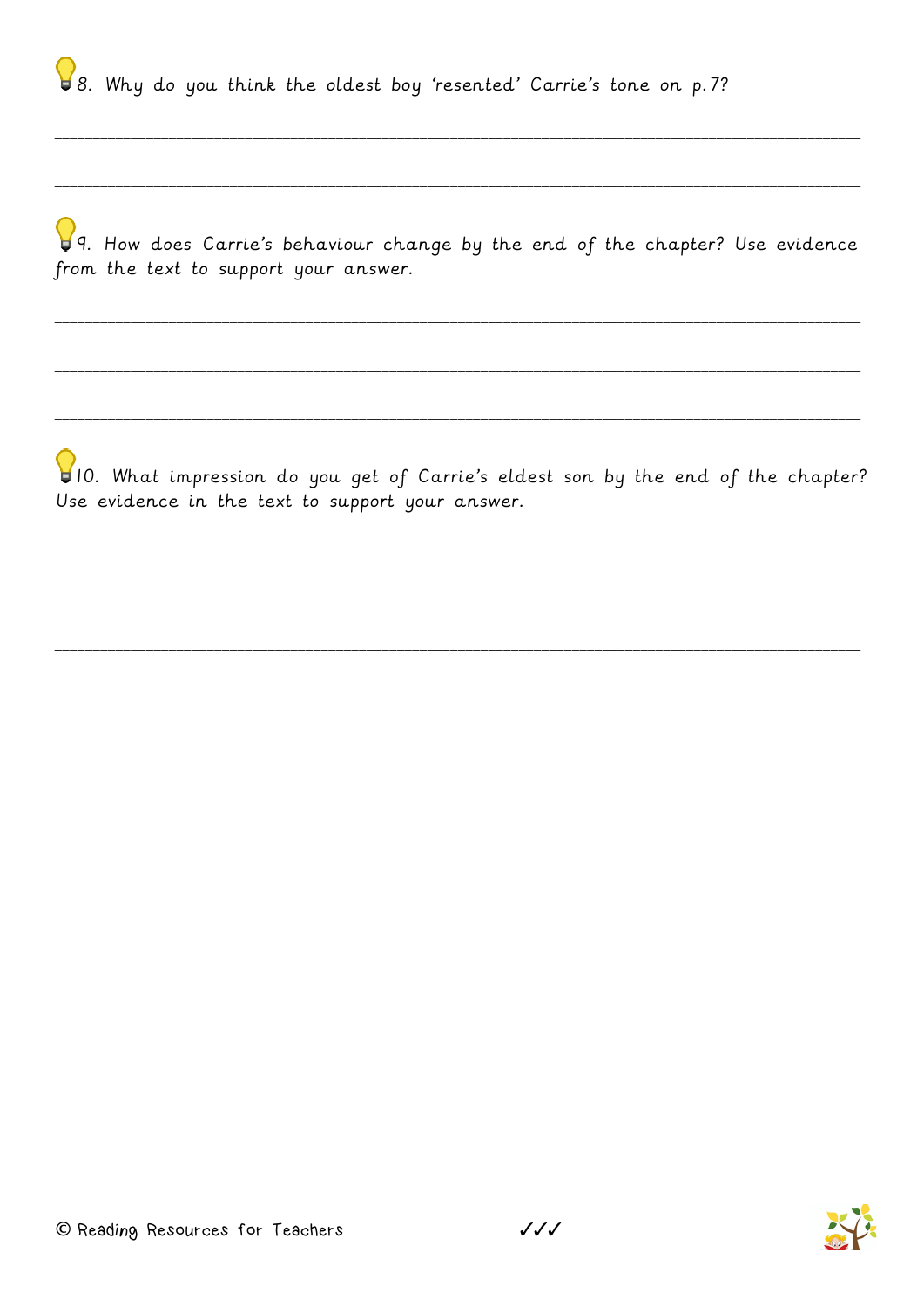8. Why do you think the oldest boy 'resented' Carrie's tone on p.7?

_______________________________________________________________________________

_______________________________________________________________________________

9. How does Carrie's behaviour change by the end of the chapter? Use evidence from the text to support your answer.

_______________________________________________________________________________

_______________________________________________________________________________

_______________________________________________________________________________

10. What impression do you get of Carrie's eldest son by the end of the chapter? Use evidence in the text to support your answer.

_______________________________________________________________________________

_______________________________________________________________________________

_______________________________________________________________________________

© Reading Resources for Teachers

✓✓✓